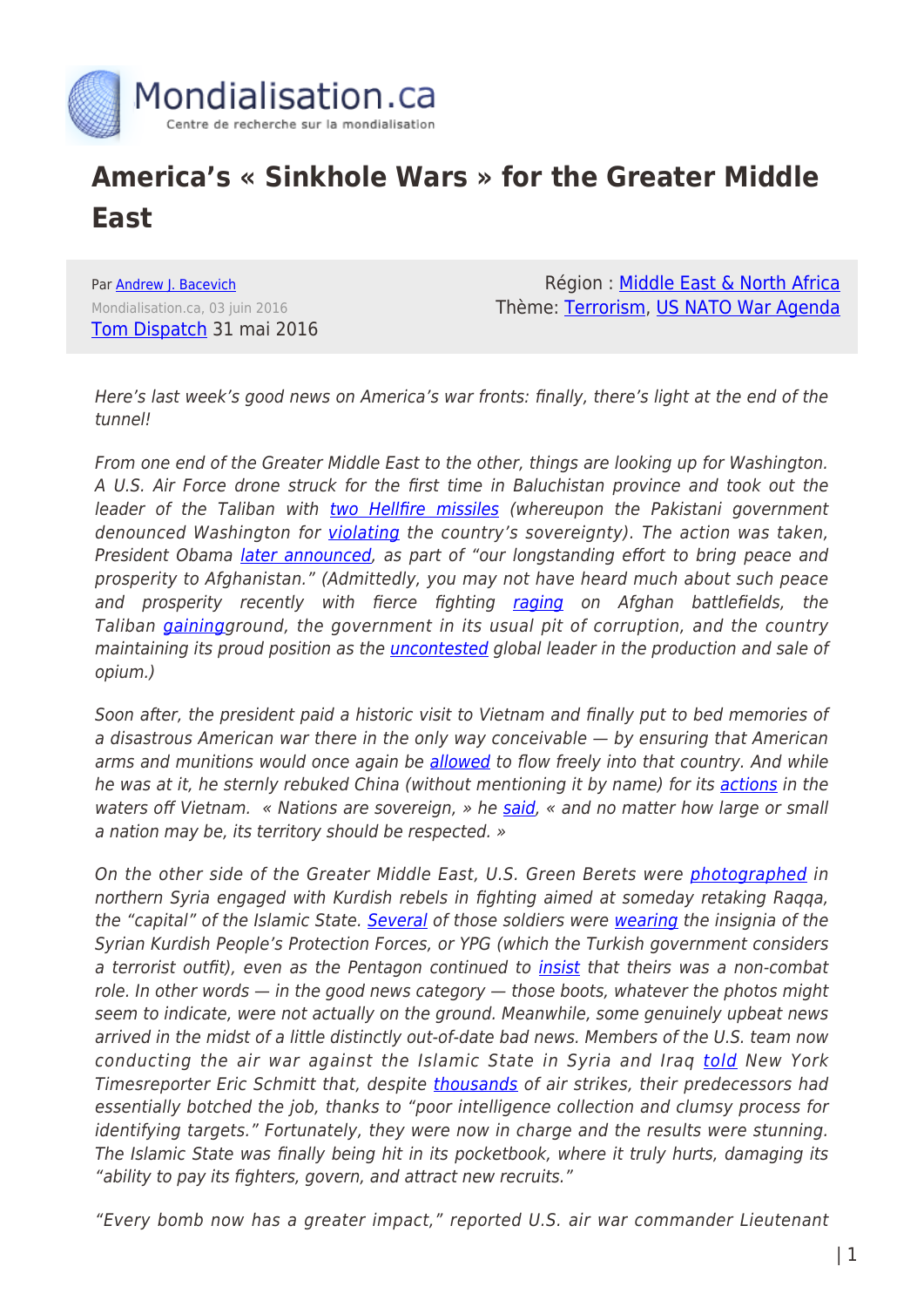Mondialisation.ca
Centre de recherche sur la mondialisation

# America's « Sinkhole Wars » for the Greater Middle East

Par Andrew J. Bacevich
Mondialisation.ca, 03 juin 2016
Tom Dispatch 31 mai 2016

Région : Middle East & North Africa
Thème: Terrorism, US NATO War Agenda

*Here's last week's good news on America's war fronts: finally, there's light at the end of the tunnel!*

*From one end of the Greater Middle East to the other, things are looking up for Washington. A U.S. Air Force drone struck for the first time in Baluchistan province and took out the leader of the Taliban with two Hellfire missiles (whereupon the Pakistani government denounced Washington for violating the country's sovereignty). The action was taken, President Obama later announced, as part of "our longstanding effort to bring peace and prosperity to Afghanistan." (Admittedly, you may not have heard much about such peace and prosperity recently with fierce fighting raging on Afghan battlefields, the Taliban gainingground, the government in its usual pit of corruption, and the country maintaining its proud position as the uncontested global leader in the production and sale of opium.)*

*Soon after, the president paid a historic visit to Vietnam and finally put to bed memories of a disastrous American war there in the only way conceivable — by ensuring that American arms and munitions would once again be allowed to flow freely into that country. And while he was at it, he sternly rebuked China (without mentioning it by name) for its actions in the waters off Vietnam. « Nations are sovereign, » he said, « and no matter how large or small a nation may be, its territory should be respected. »*

*On the other side of the Greater Middle East, U.S. Green Berets were photographed in northern Syria engaged with Kurdish rebels in fighting aimed at someday retaking Raqqa, the "capital" of the Islamic State. Several of those soldiers were wearing the insignia of the Syrian Kurdish People's Protection Forces, or YPG (which the Turkish government considers a terrorist outfit), even as the Pentagon continued to insist that theirs was a non-combat role. In other words — in the good news category — those boots, whatever the photos might seem to indicate, were not actually on the ground. Meanwhile, some genuinely upbeat news arrived in the midst of a little distinctly out-of-date bad news. Members of the U.S. team now conducting the air war against the Islamic State in Syria and Iraq told* New York Times*reporter Eric Schmitt that, despite thousands of air strikes, their predecessors had essentially botched the job, thanks to "poor intelligence collection and clumsy process for identifying targets." Fortunately, they were now in charge and the results were stunning. The Islamic State was finally being hit in its pocketbook, where it truly hurts, damaging its "ability to pay its fighters, govern, and attract new recruits."*

*"Every bomb now has a greater impact," reported U.S. air war commander Lieutenant*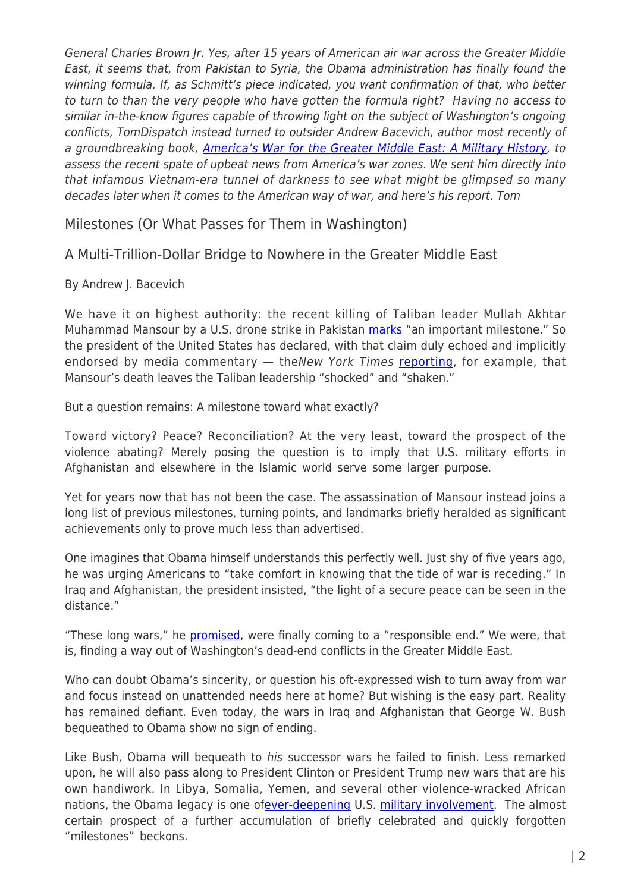*General Charles Brown Jr. Yes, after 15 years of American air war across the Greater Middle East, it seems that, from Pakistan to Syria, the Obama administration has finally found the winning formula. If, as Schmitt's piece indicated, you want confirmation of that, who better to turn to than the very people who have gotten the formula right? Having no access to similar in-the-know figures capable of throwing light on the subject of Washington's ongoing conflicts, TomDispatch instead turned to outsider Andrew Bacevich, author most recently of a groundbreaking book, America's War for the Greater Middle East: A Military History, to assess the recent spate of upbeat news from America's war zones. We sent him directly into that infamous Vietnam-era tunnel of darkness to see what might be glimpsed so many decades later when it comes to the American way of war, and here's his report. Tom*

## Milestones (Or What Passes for Them in Washington)

## A Multi-Trillion-Dollar Bridge to Nowhere in the Greater Middle East

By Andrew J. Bacevich

We have it on highest authority: the recent killing of Taliban leader Mullah Akhtar Muhammad Mansour by a U.S. drone strike in Pakistan marks "an important milestone." So the president of the United States has declared, with that claim duly echoed and implicitly endorsed by media commentary — the *New York Times* reporting, for example, that Mansour's death leaves the Taliban leadership "shocked" and "shaken."

But a question remains: A milestone toward what exactly?

Toward victory? Peace? Reconciliation? At the very least, toward the prospect of the violence abating? Merely posing the question is to imply that U.S. military efforts in Afghanistan and elsewhere in the Islamic world serve some larger purpose.

Yet for years now that has not been the case. The assassination of Mansour instead joins a long list of previous milestones, turning points, and landmarks briefly heralded as significant achievements only to prove much less than advertised.

One imagines that Obama himself understands this perfectly well. Just shy of five years ago, he was urging Americans to "take comfort in knowing that the tide of war is receding." In Iraq and Afghanistan, the president insisted, "the light of a secure peace can be seen in the distance."

"These long wars," he promised, were finally coming to a "responsible end." We were, that is, finding a way out of Washington's dead-end conflicts in the Greater Middle East.

Who can doubt Obama's sincerity, or question his oft-expressed wish to turn away from war and focus instead on unattended needs here at home? But wishing is the easy part. Reality has remained defiant. Even today, the wars in Iraq and Afghanistan that George W. Bush bequeathed to Obama show no sign of ending.

Like Bush, Obama will bequeath to *his* successor wars he failed to finish. Less remarked upon, he will also pass along to President Clinton or President Trump new wars that are his own handiwork. In Libya, Somalia, Yemen, and several other violence-wracked African nations, the Obama legacy is one of ever-deepening U.S. military involvement. The almost certain prospect of a further accumulation of briefly celebrated and quickly forgotten "milestones" beckons.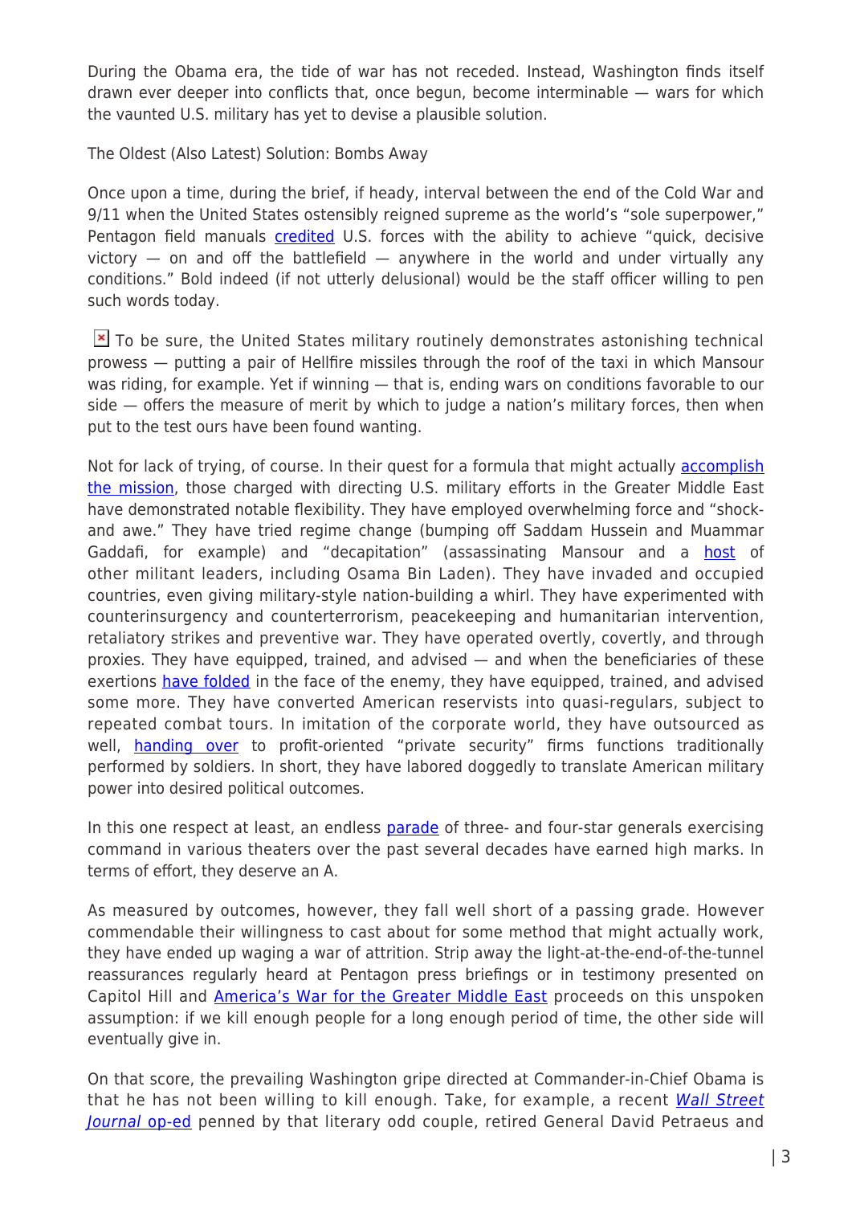During the Obama era, the tide of war has not receded. Instead, Washington finds itself drawn ever deeper into conflicts that, once begun, become interminable — wars for which the vaunted U.S. military has yet to devise a plausible solution.

## The Oldest (Also Latest) Solution: Bombs Away

Once upon a time, during the brief, if heady, interval between the end of the Cold War and 9/11 when the United States ostensibly reigned supreme as the world's "sole superpower," Pentagon field manuals credited U.S. forces with the ability to achieve "quick, decisive victory — on and off the battlefield — anywhere in the world and under virtually any conditions." Bold indeed (if not utterly delusional) would be the staff officer willing to pen such words today.

To be sure, the United States military routinely demonstrates astonishing technical prowess — putting a pair of Hellfire missiles through the roof of the taxi in which Mansour was riding, for example. Yet if winning — that is, ending wars on conditions favorable to our side — offers the measure of merit by which to judge a nation's military forces, then when put to the test ours have been found wanting.

Not for lack of trying, of course. In their quest for a formula that might actually accomplish the mission, those charged with directing U.S. military efforts in the Greater Middle East have demonstrated notable flexibility. They have employed overwhelming force and "shock-and awe." They have tried regime change (bumping off Saddam Hussein and Muammar Gaddafi, for example) and "decapitation" (assassinating Mansour and a host of other militant leaders, including Osama Bin Laden). They have invaded and occupied countries, even giving military-style nation-building a whirl. They have experimented with counterinsurgency and counterterrorism, peacekeeping and humanitarian intervention, retaliatory strikes and preventive war. They have operated overtly, covertly, and through proxies. They have equipped, trained, and advised — and when the beneficiaries of these exertions have folded in the face of the enemy, they have equipped, trained, and advised some more. They have converted American reservists into quasi-regulars, subject to repeated combat tours. In imitation of the corporate world, they have outsourced as well, handing over to profit-oriented "private security" firms functions traditionally performed by soldiers. In short, they have labored doggedly to translate American military power into desired political outcomes.

In this one respect at least, an endless parade of three- and four-star generals exercising command in various theaters over the past several decades have earned high marks. In terms of effort, they deserve an A.

As measured by outcomes, however, they fall well short of a passing grade. However commendable their willingness to cast about for some method that might actually work, they have ended up waging a war of attrition. Strip away the light-at-the-end-of-the-tunnel reassurances regularly heard at Pentagon press briefings or in testimony presented on Capitol Hill and America's War for the Greater Middle East proceeds on this unspoken assumption: if we kill enough people for a long enough period of time, the other side will eventually give in.

On that score, the prevailing Washington gripe directed at Commander-in-Chief Obama is that he has not been willing to kill enough. Take, for example, a recent *Wall Street Journal* op-ed penned by that literary odd couple, retired General David Petraeus and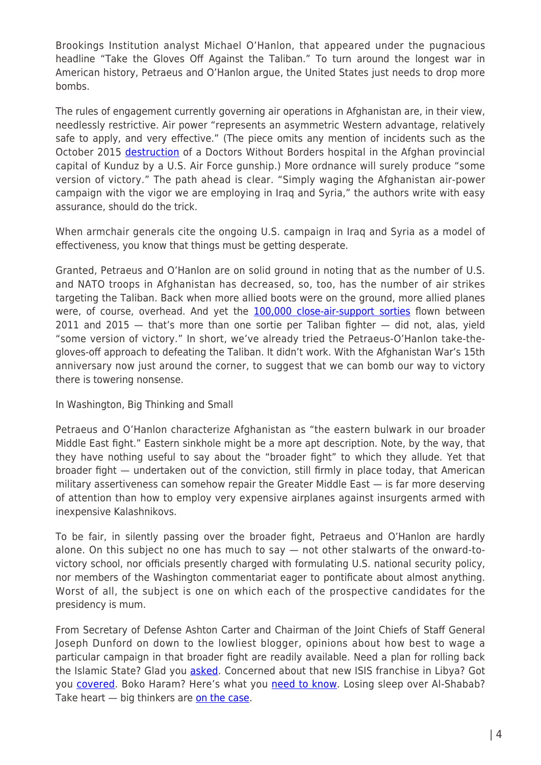Brookings Institution analyst Michael O'Hanlon, that appeared under the pugnacious headline "Take the Gloves Off Against the Taliban." To turn around the longest war in American history, Petraeus and O'Hanlon argue, the United States just needs to drop more bombs.

The rules of engagement currently governing air operations in Afghanistan are, in their view, needlessly restrictive. Air power "represents an asymmetric Western advantage, relatively safe to apply, and very effective." (The piece omits any mention of incidents such as the October 2015 destruction of a Doctors Without Borders hospital in the Afghan provincial capital of Kunduz by a U.S. Air Force gunship.) More ordnance will surely produce "some version of victory." The path ahead is clear. "Simply waging the Afghanistan air-power campaign with the vigor we are employing in Iraq and Syria," the authors write with easy assurance, should do the trick.

When armchair generals cite the ongoing U.S. campaign in Iraq and Syria as a model of effectiveness, you know that things must be getting desperate.

Granted, Petraeus and O'Hanlon are on solid ground in noting that as the number of U.S. and NATO troops in Afghanistan has decreased, so, too, has the number of air strikes targeting the Taliban. Back when more allied boots were on the ground, more allied planes were, of course, overhead. And yet the 100,000 close-air-support sorties flown between 2011 and 2015 — that's more than one sortie per Taliban fighter — did not, alas, yield "some version of victory." In short, we've already tried the Petraeus-O'Hanlon take-the-gloves-off approach to defeating the Taliban. It didn't work. With the Afghanistan War's 15th anniversary now just around the corner, to suggest that we can bomb our way to victory there is towering nonsense.

## In Washington, Big Thinking and Small

Petraeus and O'Hanlon characterize Afghanistan as "the eastern bulwark in our broader Middle East fight." Eastern sinkhole might be a more apt description. Note, by the way, that they have nothing useful to say about the "broader fight" to which they allude. Yet that broader fight — undertaken out of the conviction, still firmly in place today, that American military assertiveness can somehow repair the Greater Middle East — is far more deserving of attention than how to employ very expensive airplanes against insurgents armed with inexpensive Kalashnikovs.

To be fair, in silently passing over the broader fight, Petraeus and O'Hanlon are hardly alone. On this subject no one has much to say — not other stalwarts of the onward-to-victory school, nor officials presently charged with formulating U.S. national security policy, nor members of the Washington commentariat eager to pontificate about almost anything. Worst of all, the subject is one on which each of the prospective candidates for the presidency is mum.

From Secretary of Defense Ashton Carter and Chairman of the Joint Chiefs of Staff General Joseph Dunford on down to the lowliest blogger, opinions about how best to wage a particular campaign in that broader fight are readily available. Need a plan for rolling back the Islamic State? Glad you asked. Concerned about that new ISIS franchise in Libya? Got you covered. Boko Haram? Here's what you need to know. Losing sleep over Al-Shabab? Take heart — big thinkers are on the case.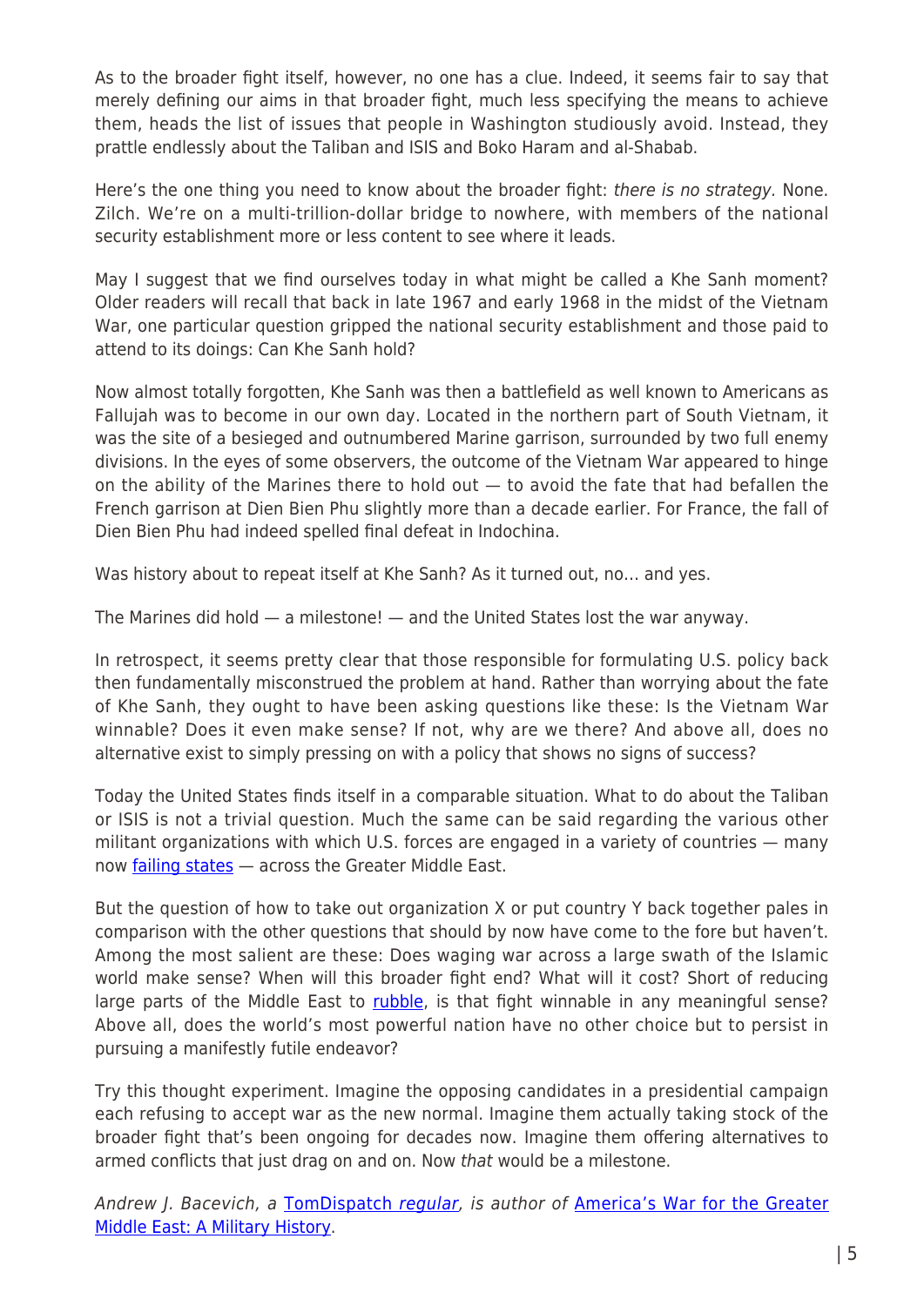As to the broader fight itself, however, no one has a clue. Indeed, it seems fair to say that merely defining our aims in that broader fight, much less specifying the means to achieve them, heads the list of issues that people in Washington studiously avoid. Instead, they prattle endlessly about the Taliban and ISIS and Boko Haram and al-Shabab.

Here's the one thing you need to know about the broader fight: *there is no strategy.* None. Zilch. We're on a multi-trillion-dollar bridge to nowhere, with members of the national security establishment more or less content to see where it leads.

May I suggest that we find ourselves today in what might be called a Khe Sanh moment? Older readers will recall that back in late 1967 and early 1968 in the midst of the Vietnam War, one particular question gripped the national security establishment and those paid to attend to its doings: Can Khe Sanh hold?

Now almost totally forgotten, Khe Sanh was then a battlefield as well known to Americans as Fallujah was to become in our own day. Located in the northern part of South Vietnam, it was the site of a besieged and outnumbered Marine garrison, surrounded by two full enemy divisions. In the eyes of some observers, the outcome of the Vietnam War appeared to hinge on the ability of the Marines there to hold out — to avoid the fate that had befallen the French garrison at Dien Bien Phu slightly more than a decade earlier. For France, the fall of Dien Bien Phu had indeed spelled final defeat in Indochina.

Was history about to repeat itself at Khe Sanh? As it turned out, no… and yes.

The Marines did hold — a milestone! — and the United States lost the war anyway.

In retrospect, it seems pretty clear that those responsible for formulating U.S. policy back then fundamentally misconstrued the problem at hand. Rather than worrying about the fate of Khe Sanh, they ought to have been asking questions like these: Is the Vietnam War winnable? Does it even make sense? If not, why are we there? And above all, does no alternative exist to simply pressing on with a policy that shows no signs of success?

Today the United States finds itself in a comparable situation. What to do about the Taliban or ISIS is not a trivial question. Much the same can be said regarding the various other militant organizations with which U.S. forces are engaged in a variety of countries — many now [failing states] — across the Greater Middle East.

But the question of how to take out organization X or put country Y back together pales in comparison with the other questions that should by now have come to the fore but haven't. Among the most salient are these: Does waging war across a large swath of the Islamic world make sense? When will this broader fight end? What will it cost? Short of reducing large parts of the Middle East to [rubble], is that fight winnable in any meaningful sense? Above all, does the world's most powerful nation have no other choice but to persist in pursuing a manifestly futile endeavor?

Try this thought experiment. Imagine the opposing candidates in a presidential campaign each refusing to accept war as the new normal. Imagine them actually taking stock of the broader fight that's been ongoing for decades now. Imagine them offering alternatives to armed conflicts that just drag on and on. Now *that* would be a milestone.

*Andrew J. Bacevich, a [TomDispatch regular], is author of [America's War for the Greater Middle East: A Military History].*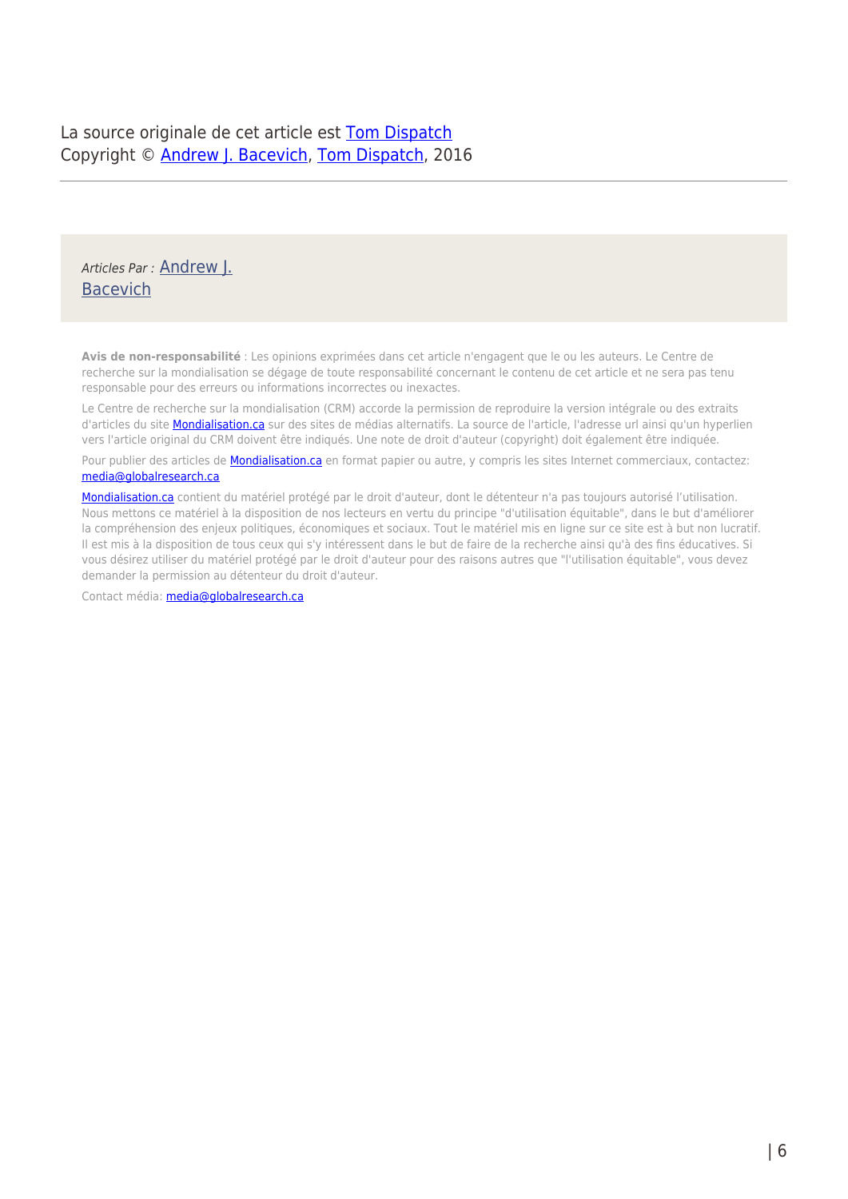La source originale de cet article est [Tom Dispatch](#)
Copyright © [Andrew J. Bacevich](#), [Tom Dispatch](#), 2016

---

*Articles Par :* [Andrew J. Bacevich](#)

**Avis de non-responsabilité** : Les opinions exprimées dans cet article n'engagent que le ou les auteurs. Le Centre de recherche sur la mondialisation se dégage de toute responsabilité concernant le contenu de cet article et ne sera pas tenu responsable pour des erreurs ou informations incorrectes ou inexactes.

Le Centre de recherche sur la mondialisation (CRM) accorde la permission de reproduire la version intégrale ou des extraits d'articles du site [Mondialisation.ca](#) sur des sites de médias alternatifs. La source de l'article, l'adresse url ainsi qu'un hyperlien vers l'article original du CRM doivent être indiqués. Une note de droit d'auteur (copyright) doit également être indiquée.

Pour publier des articles de [Mondialisation.ca](#) en format papier ou autre, y compris les sites Internet commerciaux, contactez: [media@globalresearch.ca](#)

[Mondialisation.ca](#) contient du matériel protégé par le droit d'auteur, dont le détenteur n'a pas toujours autorisé l'utilisation. Nous mettons ce matériel à la disposition de nos lecteurs en vertu du principe "d'utilisation équitable", dans le but d'améliorer la compréhension des enjeux politiques, économiques et sociaux. Tout le matériel mis en ligne sur ce site est à but non lucratif. Il est mis à la disposition de tous ceux qui s'y intéressent dans le but de faire de la recherche ainsi qu'à des fins éducatives. Si vous désirez utiliser du matériel protégé par le droit d'auteur pour des raisons autres que "l'utilisation équitable", vous devez demander la permission au détenteur du droit d'auteur.

Contact média: [media@globalresearch.ca](#)